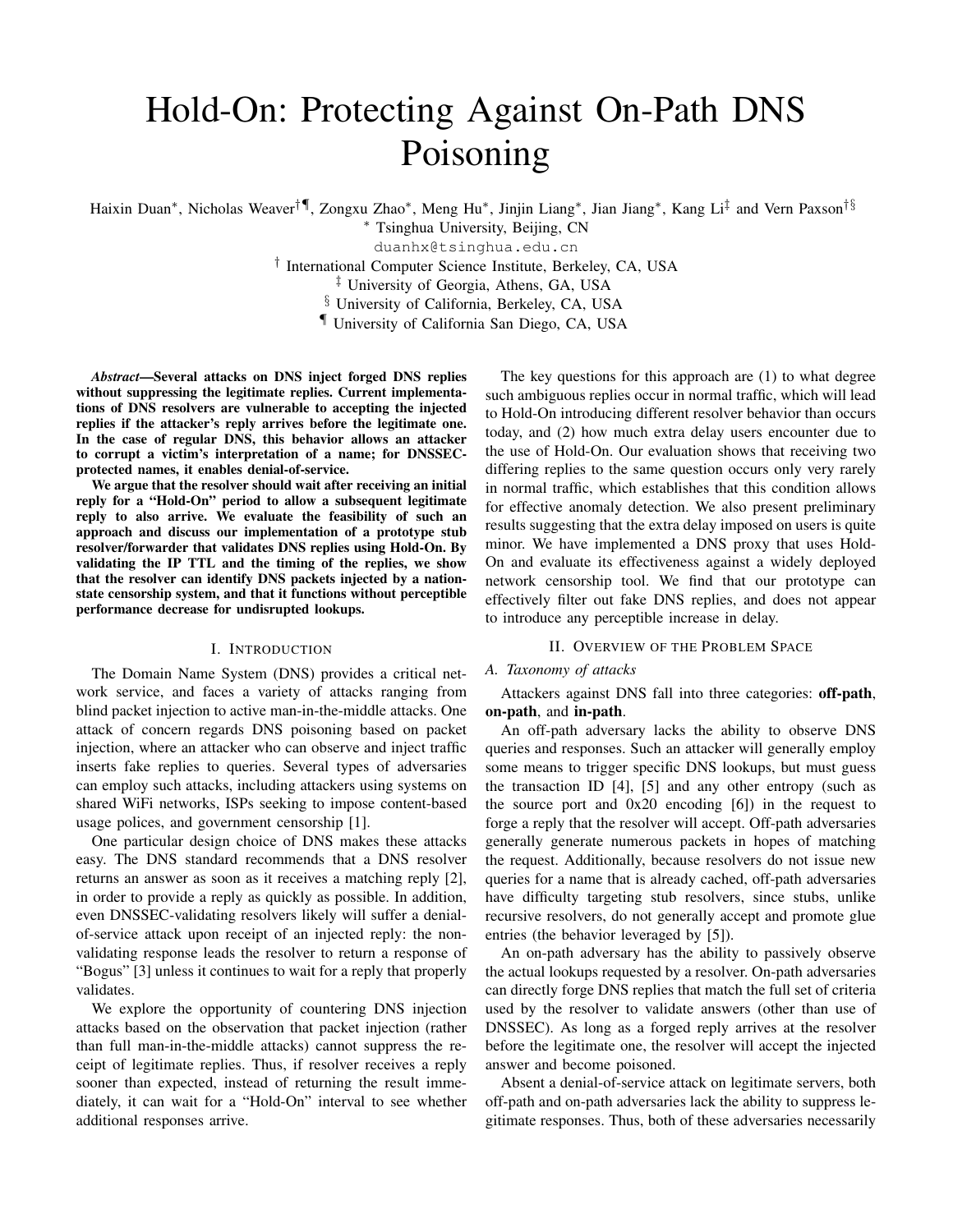# Hold-On: Protecting Against On-Path DNS Poisoning

Haixin Duan[*], Nicholas Weaver[†¶], Zongxu Zhao[*], Meng Hu[*], Jinjin Liang[*], Jian Jiang[*], Kang Li[‡] and Vern Paxson[†§]

[*] Tsinghua University, Beijing, CN

duanhx@tsinghua.edu.cn

[†] International Computer Science Institute, Berkeley, CA, USA

[‡] University of Georgia, Athens, GA, USA

[§] University of California, Berkeley, CA, USA

[¶] University of California San Diego, CA, USA

***Abstract*—Several attacks on DNS inject forged DNS replies without suppressing the legitimate replies. Current implementations of DNS resolvers are vulnerable to accepting the injected replies if the attacker's reply arrives before the legitimate one. In the case of regular DNS, this behavior allows an attacker to corrupt a victim's interpretation of a name; for DNSSEC-protected names, it enables denial-of-service.**

**We argue that the resolver should wait after receiving an initial reply for a "Hold-On" period to allow a subsequent legitimate reply to also arrive. We evaluate the feasibility of such an approach and discuss our implementation of a prototype stub resolver/forwarder that validates DNS replies using Hold-On. By validating the IP TTL and the timing of the replies, we show that the resolver can identify DNS packets injected by a nation-state censorship system, and that it functions without perceptible performance decrease for undisrupted lookups.**

## I. Introduction

The Domain Name System (DNS) provides a critical network service, and faces a variety of attacks ranging from blind packet injection to active man-in-the-middle attacks. One attack of concern regards DNS poisoning based on packet injection, where an attacker who can observe and inject traffic inserts fake replies to queries. Several types of adversaries can employ such attacks, including attackers using systems on shared WiFi networks, ISPs seeking to impose content-based usage polices, and government censorship [1].

One particular design choice of DNS makes these attacks easy. The DNS standard recommends that a DNS resolver returns an answer as soon as it receives a matching reply [2], in order to provide a reply as quickly as possible. In addition, even DNSSEC-validating resolvers likely will suffer a denial-of-service attack upon receipt of an injected reply: the non-validating response leads the resolver to return a response of "Bogus" [3] unless it continues to wait for a reply that properly validates.

We explore the opportunity of countering DNS injection attacks based on the observation that packet injection (rather than full man-in-the-middle attacks) cannot suppress the receipt of legitimate replies. Thus, if resolver receives a reply sooner than expected, instead of returning the result immediately, it can wait for a "Hold-On" interval to see whether additional responses arrive.

The key questions for this approach are (1) to what degree such ambiguous replies occur in normal traffic, which will lead to Hold-On introducing different resolver behavior than occurs today, and (2) how much extra delay users encounter due to the use of Hold-On. Our evaluation shows that receiving two differing replies to the same question occurs only very rarely in normal traffic, which establishes that this condition allows for effective anomaly detection. We also present preliminary results suggesting that the extra delay imposed on users is quite minor. We have implemented a DNS proxy that uses Hold-On and evaluate its effectiveness against a widely deployed network censorship tool. We find that our prototype can effectively filter out fake DNS replies, and does not appear to introduce any perceptible increase in delay.

## II. Overview of the Problem Space

### A. Taxonomy of attacks

Attackers against DNS fall into three categories: **off-path**, **on-path**, and **in-path**.

An off-path adversary lacks the ability to observe DNS queries and responses. Such an attacker will generally employ some means to trigger specific DNS lookups, but must guess the transaction ID [4], [5] and any other entropy (such as the source port and 0x20 encoding [6]) in the request to forge a reply that the resolver will accept. Off-path adversaries generally generate numerous packets in hopes of matching the request. Additionally, because resolvers do not issue new queries for a name that is already cached, off-path adversaries have difficulty targeting stub resolvers, since stubs, unlike recursive resolvers, do not generally accept and promote glue entries (the behavior leveraged by [5]).

An on-path adversary has the ability to passively observe the actual lookups requested by a resolver. On-path adversaries can directly forge DNS replies that match the full set of criteria used by the resolver to validate answers (other than use of DNSSEC). As long as a forged reply arrives at the resolver before the legitimate one, the resolver will accept the injected answer and become poisoned.

Absent a denial-of-service attack on legitimate servers, both off-path and on-path adversaries lack the ability to suppress legitimate responses. Thus, both of these adversaries necessarily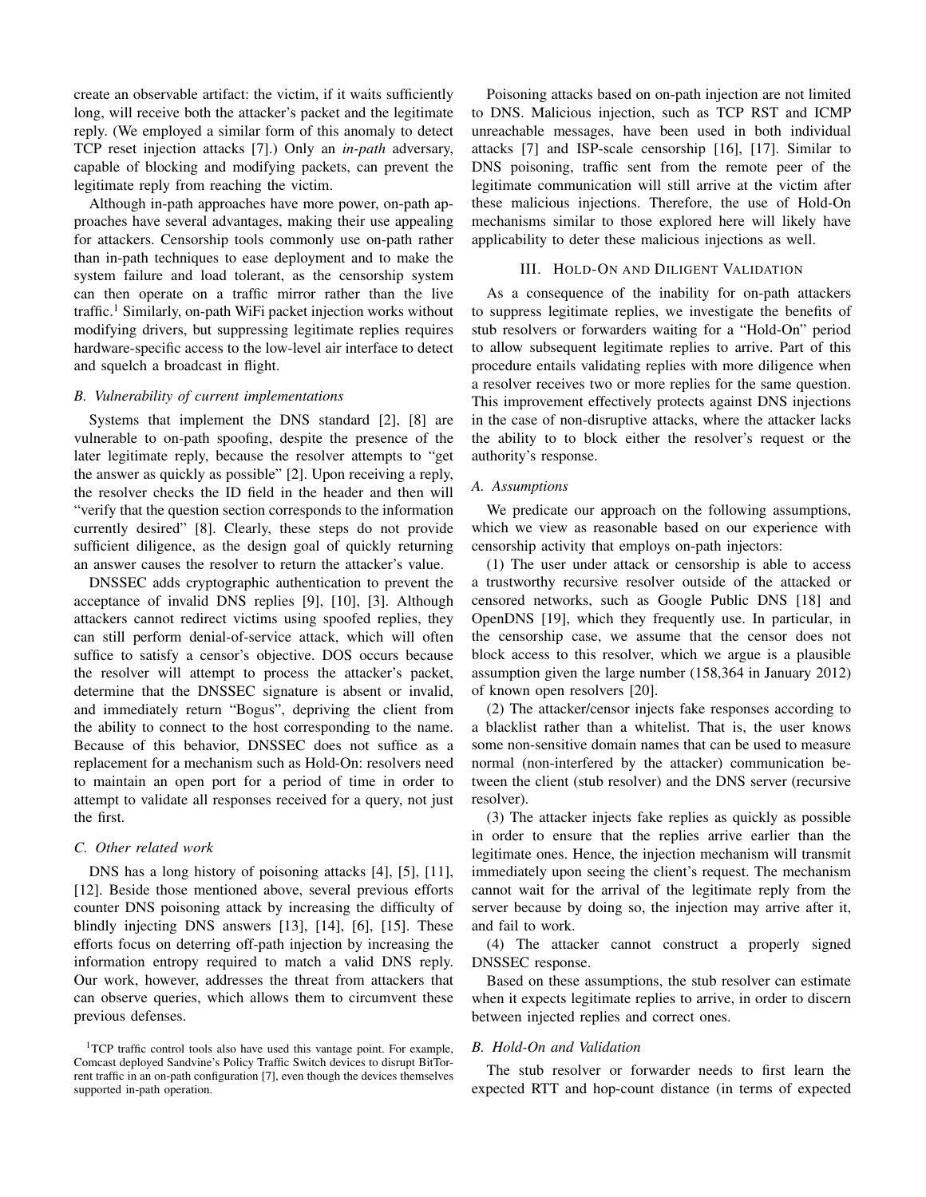create an observable artifact: the victim, if it waits sufficiently long, will receive both the attacker's packet and the legitimate reply. (We employed a similar form of this anomaly to detect TCP reset injection attacks [7].) Only an *in-path* adversary, capable of blocking and modifying packets, can prevent the legitimate reply from reaching the victim.

Although in-path approaches have more power, on-path approaches have several advantages, making their use appealing for attackers. Censorship tools commonly use on-path rather than in-path techniques to ease deployment and to make the system failure and load tolerant, as the censorship system can then operate on a traffic mirror rather than the live traffic.[1] Similarly, on-path WiFi packet injection works without modifying drivers, but suppressing legitimate replies requires hardware-specific access to the low-level air interface to detect and squelch a broadcast in flight.

### B. Vulnerability of current implementations

Systems that implement the DNS standard [2], [8] are vulnerable to on-path spoofing, despite the presence of the later legitimate reply, because the resolver attempts to "get the answer as quickly as possible" [2]. Upon receiving a reply, the resolver checks the ID field in the header and then will "verify that the question section corresponds to the information currently desired" [8]. Clearly, these steps do not provide sufficient diligence, as the design goal of quickly returning an answer causes the resolver to return the attacker's value.

DNSSEC adds cryptographic authentication to prevent the acceptance of invalid DNS replies [9], [10], [3]. Although attackers cannot redirect victims using spoofed replies, they can still perform denial-of-service attack, which will often suffice to satisfy a censor's objective. DOS occurs because the resolver will attempt to process the attacker's packet, determine that the DNSSEC signature is absent or invalid, and immediately return "Bogus", depriving the client from the ability to connect to the host corresponding to the name. Because of this behavior, DNSSEC does not suffice as a replacement for a mechanism such as Hold-On: resolvers need to maintain an open port for a period of time in order to attempt to validate all responses received for a query, not just the first.

### C. Other related work

DNS has a long history of poisoning attacks [4], [5], [11], [12]. Beside those mentioned above, several previous efforts counter DNS poisoning attack by increasing the difficulty of blindly injecting DNS answers [13], [14], [6], [15]. These efforts focus on deterring off-path injection by increasing the information entropy required to match a valid DNS reply. Our work, however, addresses the threat from attackers that can observe queries, which allows them to circumvent these previous defenses.

[1]TCP traffic control tools also have used this vantage point. For example, Comcast deployed Sandvine's Policy Traffic Switch devices to disrupt BitTorrent traffic in an on-path configuration [7], even though the devices themselves supported in-path operation.

Poisoning attacks based on on-path injection are not limited to DNS. Malicious injection, such as TCP RST and ICMP unreachable messages, have been used in both individual attacks [7] and ISP-scale censorship [16], [17]. Similar to DNS poisoning, traffic sent from the remote peer of the legitimate communication will still arrive at the victim after these malicious injections. Therefore, the use of Hold-On mechanisms similar to those explored here will likely have applicability to deter these malicious injections as well.

## III. Hold-On and Diligent Validation

As a consequence of the inability for on-path attackers to suppress legitimate replies, we investigate the benefits of stub resolvers or forwarders waiting for a "Hold-On" period to allow subsequent legitimate replies to arrive. Part of this procedure entails validating replies with more diligence when a resolver receives two or more replies for the same question. This improvement effectively protects against DNS injections in the case of non-disruptive attacks, where the attacker lacks the ability to to block either the resolver's request or the authority's response.

### A. Assumptions

We predicate our approach on the following assumptions, which we view as reasonable based on our experience with censorship activity that employs on-path injectors:

(1) The user under attack or censorship is able to access a trustworthy recursive resolver outside of the attacked or censored networks, such as Google Public DNS [18] and OpenDNS [19], which they frequently use. In particular, in the censorship case, we assume that the censor does not block access to this resolver, which we argue is a plausible assumption given the large number (158,364 in January 2012) of known open resolvers [20].

(2) The attacker/censor injects fake responses according to a blacklist rather than a whitelist. That is, the user knows some non-sensitive domain names that can be used to measure normal (non-interfered by the attacker) communication between the client (stub resolver) and the DNS server (recursive resolver).

(3) The attacker injects fake replies as quickly as possible in order to ensure that the replies arrive earlier than the legitimate ones. Hence, the injection mechanism will transmit immediately upon seeing the client's request. The mechanism cannot wait for the arrival of the legitimate reply from the server because by doing so, the injection may arrive after it, and fail to work.

(4) The attacker cannot construct a properly signed DNSSEC response.

Based on these assumptions, the stub resolver can estimate when it expects legitimate replies to arrive, in order to discern between injected replies and correct ones.

### B. Hold-On and Validation

The stub resolver or forwarder needs to first learn the expected RTT and hop-count distance (in terms of expected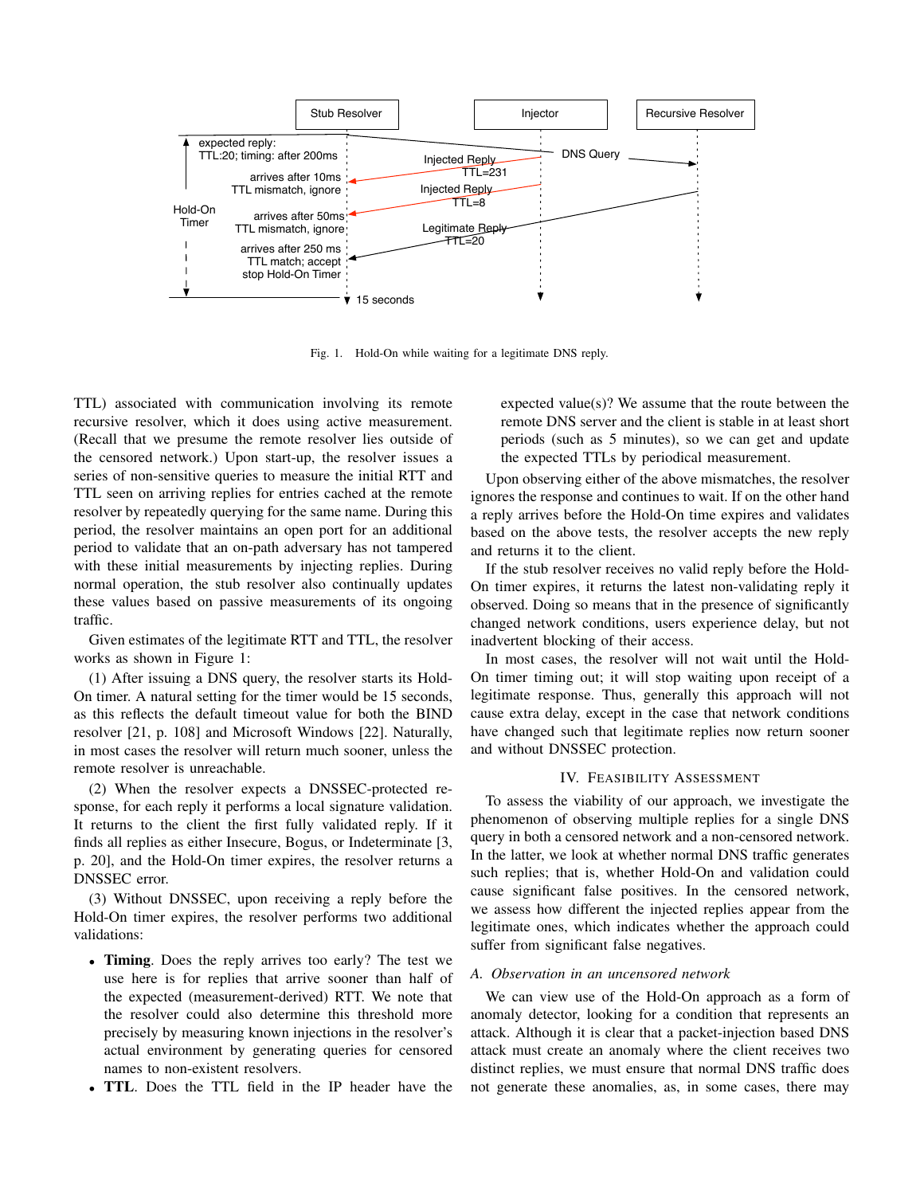Fig. 1. Hold-On while waiting for a legitimate DNS reply.

TTL) associated with communication involving its remote recursive resolver, which it does using active measurement. (Recall that we presume the remote resolver lies outside of the censored network.) Upon start-up, the resolver issues a series of non-sensitive queries to measure the initial RTT and TTL seen on arriving replies for entries cached at the remote resolver by repeatedly querying for the same name. During this period, the resolver maintains an open port for an additional period to validate that an on-path adversary has not tampered with these initial measurements by injecting replies. During normal operation, the stub resolver also continually updates these values based on passive measurements of its ongoing traffic.

Given estimates of the legitimate RTT and TTL, the resolver works as shown in Figure 1:

(1) After issuing a DNS query, the resolver starts its Hold-On timer. A natural setting for the timer would be 15 seconds, as this reflects the default timeout value for both the BIND resolver [21, p. 108] and Microsoft Windows [22]. Naturally, in most cases the resolver will return much sooner, unless the remote resolver is unreachable.

(2) When the resolver expects a DNSSEC-protected response, for each reply it performs a local signature validation. It returns to the client the first fully validated reply. If it finds all replies as either Insecure, Bogus, or Indeterminate [3, p. 20], and the Hold-On timer expires, the resolver returns a DNSSEC error.

(3) Without DNSSEC, upon receiving a reply before the Hold-On timer expires, the resolver performs two additional validations:

- **Timing**. Does the reply arrives too early? The test we use here is for replies that arrive sooner than half of the expected (measurement-derived) RTT. We note that the resolver could also determine this threshold more precisely by measuring known injections in the resolver's actual environment by generating queries for censored names to non-existent resolvers.
- **TTL**. Does the TTL field in the IP header have the expected value(s)? We assume that the route between the remote DNS server and the client is stable in at least short periods (such as 5 minutes), so we can get and update the expected TTLs by periodical measurement.

Upon observing either of the above mismatches, the resolver ignores the response and continues to wait. If on the other hand a reply arrives before the Hold-On time expires and validates based on the above tests, the resolver accepts the new reply and returns it to the client.

If the stub resolver receives no valid reply before the Hold-On timer expires, it returns the latest non-validating reply it observed. Doing so means that in the presence of significantly changed network conditions, users experience delay, but not inadvertent blocking of their access.

In most cases, the resolver will not wait until the Hold-On timer timing out; it will stop waiting upon receipt of a legitimate response. Thus, generally this approach will not cause extra delay, except in the case that network conditions have changed such that legitimate replies now return sooner and without DNSSEC protection.

## IV. Feasibility Assessment

To assess the viability of our approach, we investigate the phenomenon of observing multiple replies for a single DNS query in both a censored network and a non-censored network. In the latter, we look at whether normal DNS traffic generates such replies; that is, whether Hold-On and validation could cause significant false positives. In the censored network, we assess how different the injected replies appear from the legitimate ones, which indicates whether the approach could suffer from significant false negatives.

### A. *Observation in an uncensored network*

We can view use of the Hold-On approach as a form of anomaly detector, looking for a condition that represents an attack. Although it is clear that a packet-injection based DNS attack must create an anomaly where the client receives two distinct replies, we must ensure that normal DNS traffic does not generate these anomalies, as, in some cases, there may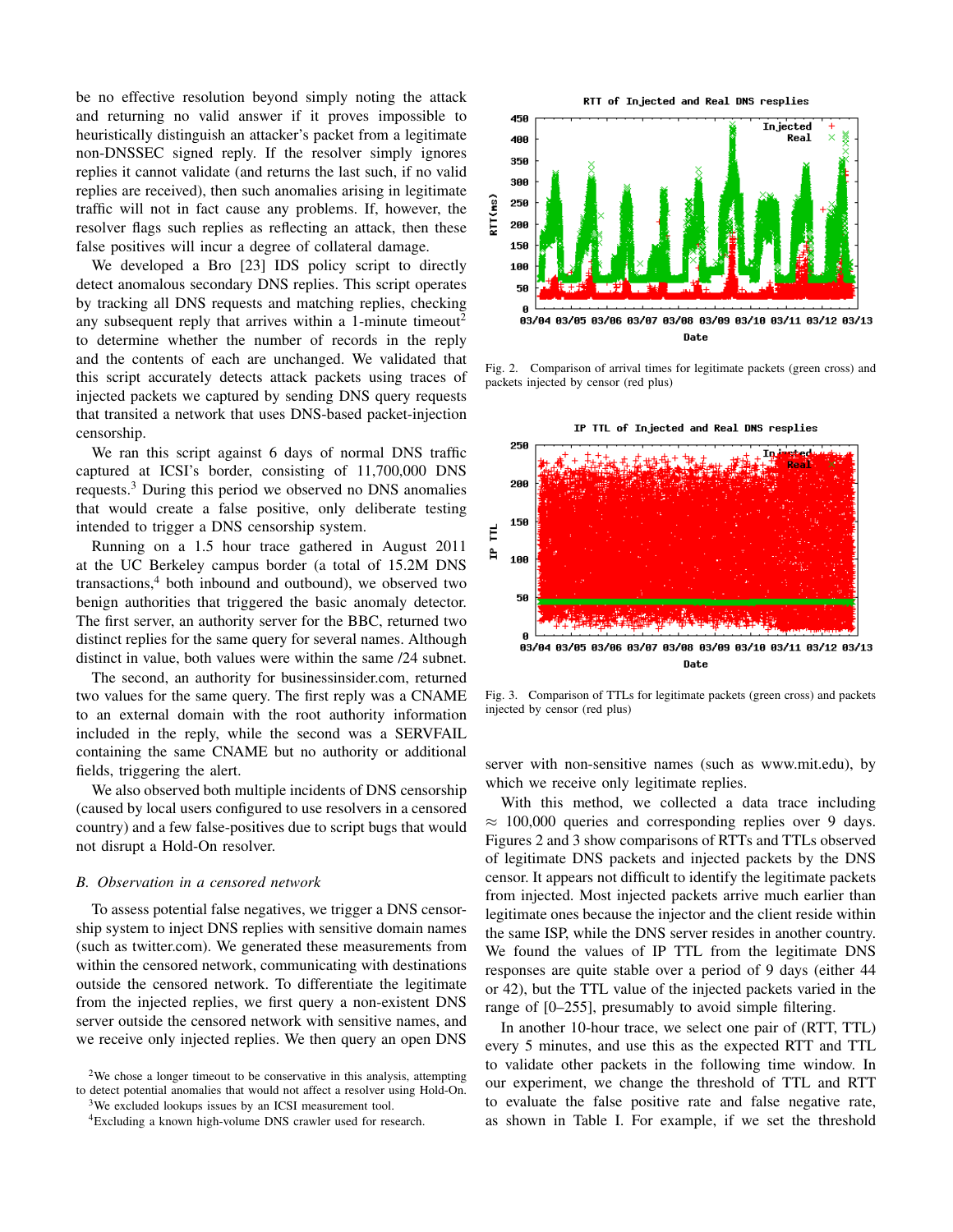be no effective resolution beyond simply noting the attack and returning no valid answer if it proves impossible to heuristically distinguish an attacker's packet from a legitimate non-DNSSEC signed reply. If the resolver simply ignores replies it cannot validate (and returns the last such, if no valid replies are received), then such anomalies arising in legitimate traffic will not in fact cause any problems. If, however, the resolver flags such replies as reflecting an attack, then these false positives will incur a degree of collateral damage.

We developed a Bro [23] IDS policy script to directly detect anomalous secondary DNS replies. This script operates by tracking all DNS requests and matching replies, checking any subsequent reply that arrives within a 1-minute timeout[2] to determine whether the number of records in the reply and the contents of each are unchanged. We validated that this script accurately detects attack packets using traces of injected packets we captured by sending DNS query requests that transited a network that uses DNS-based packet-injection censorship.

We ran this script against 6 days of normal DNS traffic captured at ICSI's border, consisting of 11,700,000 DNS requests.[3] During this period we observed no DNS anomalies that would create a false positive, only deliberate testing intended to trigger a DNS censorship system.

Running on a 1.5 hour trace gathered in August 2011 at the UC Berkeley campus border (a total of 15.2M DNS transactions,[4] both inbound and outbound), we observed two benign authorities that triggered the basic anomaly detector. The first server, an authority server for the BBC, returned two distinct replies for the same query for several names. Although distinct in value, both values were within the same /24 subnet.

The second, an authority for businessinsider.com, returned two values for the same query. The first reply was a CNAME to an external domain with the root authority information included in the reply, while the second was a SERVFAIL containing the same CNAME but no authority or additional fields, triggering the alert.

We also observed both multiple incidents of DNS censorship (caused by local users configured to use resolvers in a censored country) and a few false-positives due to script bugs that would not disrupt a Hold-On resolver.

### *B. Observation in a censored network*

To assess potential false negatives, we trigger a DNS censorship system to inject DNS replies with sensitive domain names (such as twitter.com). We generated these measurements from within the censored network, communicating with destinations outside the censored network. To differentiate the legitimate from the injected replies, we first query a non-existent DNS server outside the censored network with sensitive names, and we receive only injected replies. We then query an open DNS server with non-sensitive names (such as www.mit.edu), by which we receive only legitimate replies.

Fig. 2. Comparison of arrival times for legitimate packets (green cross) and packets injected by censor (red plus)

Fig. 3. Comparison of TTLs for legitimate packets (green cross) and packets injected by censor (red plus)

With this method, we collected a data trace including $\approx$ 100,000 queries and corresponding replies over 9 days. Figures 2 and 3 show comparisons of RTTs and TTLs observed of legitimate DNS packets and injected packets by the DNS censor. It appears not difficult to identify the legitimate packets from injected. Most injected packets arrive much earlier than legitimate ones because the injector and the client reside within the same ISP, while the DNS server resides in another country. We found the values of IP TTL from the legitimate DNS responses are quite stable over a period of 9 days (either 44 or 42), but the TTL value of the injected packets varied in the range of [0–255], presumably to avoid simple filtering.

In another 10-hour trace, we select one pair of (RTT, TTL) every 5 minutes, and use this as the expected RTT and TTL to validate other packets in the following time window. In our experiment, we change the threshold of TTL and RTT to evaluate the false positive rate and false negative rate, as shown in Table I. For example, if we set the threshold

[2] We chose a longer timeout to be conservative in this analysis, attempting to detect potential anomalies that would not affect a resolver using Hold-On.

[3] We excluded lookups issues by an ICSI measurement tool.

[4] Excluding a known high-volume DNS crawler used for research.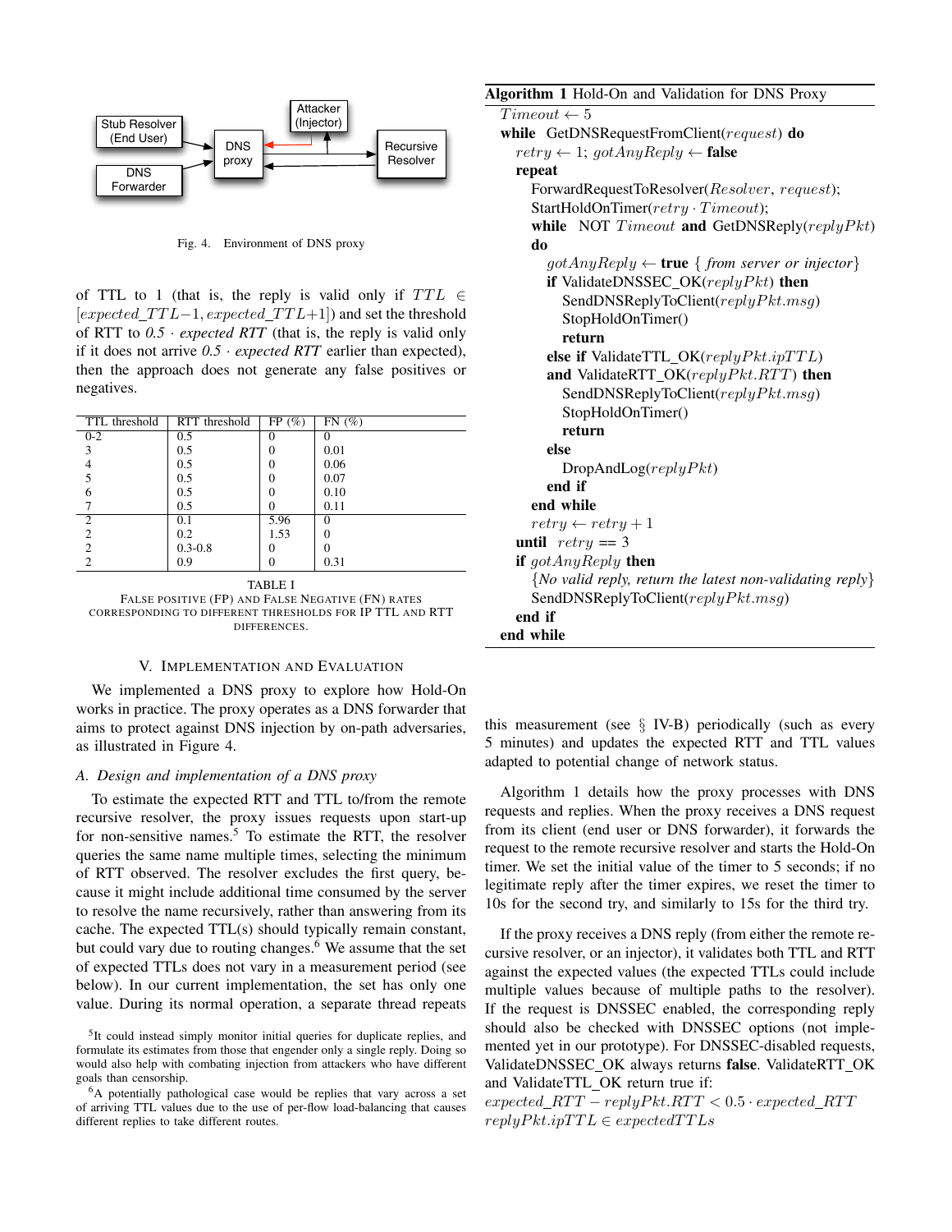Fig. 4. Environment of DNS proxy

of TTL to 1 (that is, the reply is valid only if $TTL \in [expected\_TTL-1, expected\_TTL+1]$) and set the threshold of RTT to *0.5 · expected RTT* (that is, the reply is valid only if it does not arrive *0.5 · expected RTT* earlier than expected), then the approach does not generate any false positives or negatives.

| TTL threshold | RTT threshold | FP (%) | FN (%) |
|---|---|---|---|
| 0-2 | 0.5 | 0 | 0 |
| 3 | 0.5 | 0 | 0.01 |
| 4 | 0.5 | 0 | 0.06 |
| 5 | 0.5 | 0 | 0.07 |
| 6 | 0.5 | 0 | 0.10 |
| 7 | 0.5 | 0 | 0.11 |
| 2 | 0.1 | 5.96 | 0 |
| 2 | 0.2 | 1.53 | 0 |
| 2 | 0.3-0.8 | 0 | 0 |
| 2 | 0.9 | 0 | 0.31 |

TABLE I
FALSE POSITIVE (FP) AND FALSE NEGATIVE (FN) RATES CORRESPONDING TO DIFFERENT THRESHOLDS FOR IP TTL AND RTT DIFFERENCES.

## V. IMPLEMENTATION AND EVALUATION

We implemented a DNS proxy to explore how Hold-On works in practice. The proxy operates as a DNS forwarder that aims to protect against DNS injection by on-path adversaries, as illustrated in Figure 4.

### A. Design and implementation of a DNS proxy

To estimate the expected RTT and TTL to/from the remote recursive resolver, the proxy issues requests upon start-up for non-sensitive names.[5] To estimate the RTT, the resolver queries the same name multiple times, selecting the minimum of RTT observed. The resolver excludes the first query, because it might include additional time consumed by the server to resolve the name recursively, rather than answering from its cache. The expected TTL(s) should typically remain constant, but could vary due to routing changes.[6] We assume that the set of expected TTLs does not vary in a measurement period (see below). In our current implementation, the set has only one value. During its normal operation, a separate thread repeats this measurement (see § IV-B) periodically (such as every 5 minutes) and updates the expected RTT and TTL values adapted to potential change of network status.

[5] It could instead simply monitor initial queries for duplicate replies, and formulate its estimates from those that engender only a single reply. Doing so would also help with combating injection from attackers who have different goals than censorship.

[6] A potentially pathological case would be replies that vary across a set of arriving TTL values due to the use of per-flow load-balancing that causes different replies to take different routes.

**Algorithm 1** Hold-On and Validation for DNS Proxy

```
Timeout ← 5
while GetDNSRequestFromClient(request) do
  retry ← 1; gotAnyReply ← false
  repeat
    ForwardRequestToResolver(Resolver, request);
    StartHoldOnTimer(retry · Timeout);
    while NOT Timeout and GetDNSReply(replyPkt) do
      gotAnyReply ← true {from server or injector}
      if ValidateDNSSEC_OK(replyPkt) then
        SendDNSReplyToClient(replyPkt.msg)
        StopHoldOnTimer()
        return
      else if ValidateTTL_OK(replyPkt.ipTTL)
      and ValidateRTT_OK(replyPkt.RTT) then
        SendDNSReplyToClient(replyPkt.msg)
        StopHoldOnTimer()
        return
      else
        DropAndLog(replyPkt)
      end if
    end while
    retry ← retry + 1
  until retry == 3
  if gotAnyReply then
    {No valid reply, return the latest non-validating reply}
    SendDNSReplyToClient(replyPkt.msg)
  end if
end while
```

Algorithm 1 details how the proxy processes with DNS requests and replies. When the proxy receives a DNS request from its client (end user or DNS forwarder), it forwards the request to the remote recursive resolver and starts the Hold-On timer. We set the initial value of the timer to 5 seconds; if no legitimate reply after the timer expires, we reset the timer to 10s for the second try, and similarly to 15s for the third try.

If the proxy receives a DNS reply (from either the remote recursive resolver, or an injector), it validates both TTL and RTT against the expected values (the expected TTLs could include multiple values because of multiple paths to the resolver). If the request is DNSSEC enabled, the corresponding reply should also be checked with DNSSEC options (not implemented yet in our prototype). For DNSSEC-disabled requests, ValidateDNSSEC_OK always returns **false**. ValidateRTT_OK and ValidateTTL_OK return true if:

$$expected\_RTT - replyPkt.RTT < 0.5 \cdot expected\_RTT$$

$$replyPkt.ipTTL \in expectedTTLs$$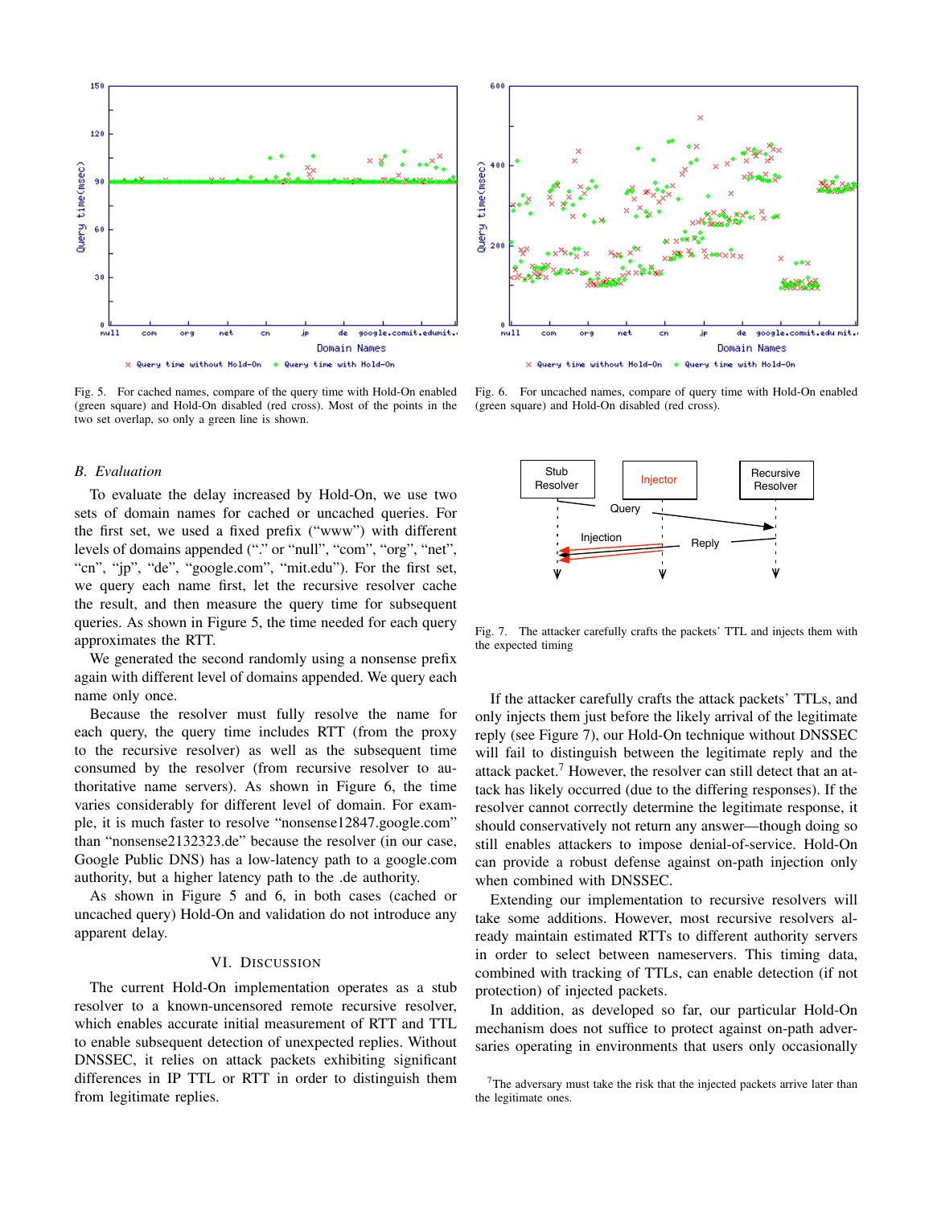Fig. 5. For cached names, compare of the query time with Hold-On enabled (green square) and Hold-On disabled (red cross). Most of the points in the two set overlap, so only a green line is shown.

Fig. 6. For uncached names, compare of query time with Hold-On enabled (green square) and Hold-On disabled (red cross).

### *B. Evaluation*

To evaluate the delay increased by Hold-On, we use two sets of domain names for cached or uncached queries. For the first set, we used a fixed prefix ("www") with different levels of domains appended ("." or "null", "com", "org", "net", "cn", "jp", "de", "google.com", "mit.edu"). For the first set, we query each name first, let the recursive resolver cache the result, and then measure the query time for subsequent queries. As shown in Figure 5, the time needed for each query approximates the RTT.

We generated the second randomly using a nonsense prefix again with different level of domains appended. We query each name only once.

Because the resolver must fully resolve the name for each query, the query time includes RTT (from the proxy to the recursive resolver) as well as the subsequent time consumed by the resolver (from recursive resolver to authoritative name servers). As shown in Figure 6, the time varies considerably for different level of domain. For example, it is much faster to resolve "nonsense12847.google.com" than "nonsense2132323.de" because the resolver (in our case, Google Public DNS) has a low-latency path to a google.com authority, but a higher latency path to the .de authority.

As shown in Figure 5 and 6, in both cases (cached or uncached query) Hold-On and validation do not introduce any apparent delay.

## VI. Discussion

The current Hold-On implementation operates as a stub resolver to a known-uncensored remote recursive resolver, which enables accurate initial measurement of RTT and TTL to enable subsequent detection of unexpected replies. Without DNSSEC, it relies on attack packets exhibiting significant differences in IP TTL or RTT in order to distinguish them from legitimate replies.

Fig. 7. The attacker carefully crafts the packets' TTL and injects them with the expected timing

If the attacker carefully crafts the attack packets' TTLs, and only injects them just before the likely arrival of the legitimate reply (see Figure 7), our Hold-On technique without DNSSEC will fail to distinguish between the legitimate reply and the attack packet.[7] However, the resolver can still detect that an attack has likely occurred (due to the differing responses). If the resolver cannot correctly determine the legitimate response, it should conservatively not return any answer—though doing so still enables attackers to impose denial-of-service. Hold-On can provide a robust defense against on-path injection only when combined with DNSSEC.

Extending our implementation to recursive resolvers will take some additions. However, most recursive resolvers already maintain estimated RTTs to different authority servers in order to select between nameservers. This timing data, combined with tracking of TTLs, can enable detection (if not protection) of injected packets.

In addition, as developed so far, our particular Hold-On mechanism does not suffice to protect against on-path adversaries operating in environments that users only occasionally

[7] The adversary must take the risk that the injected packets arrive later than the legitimate ones.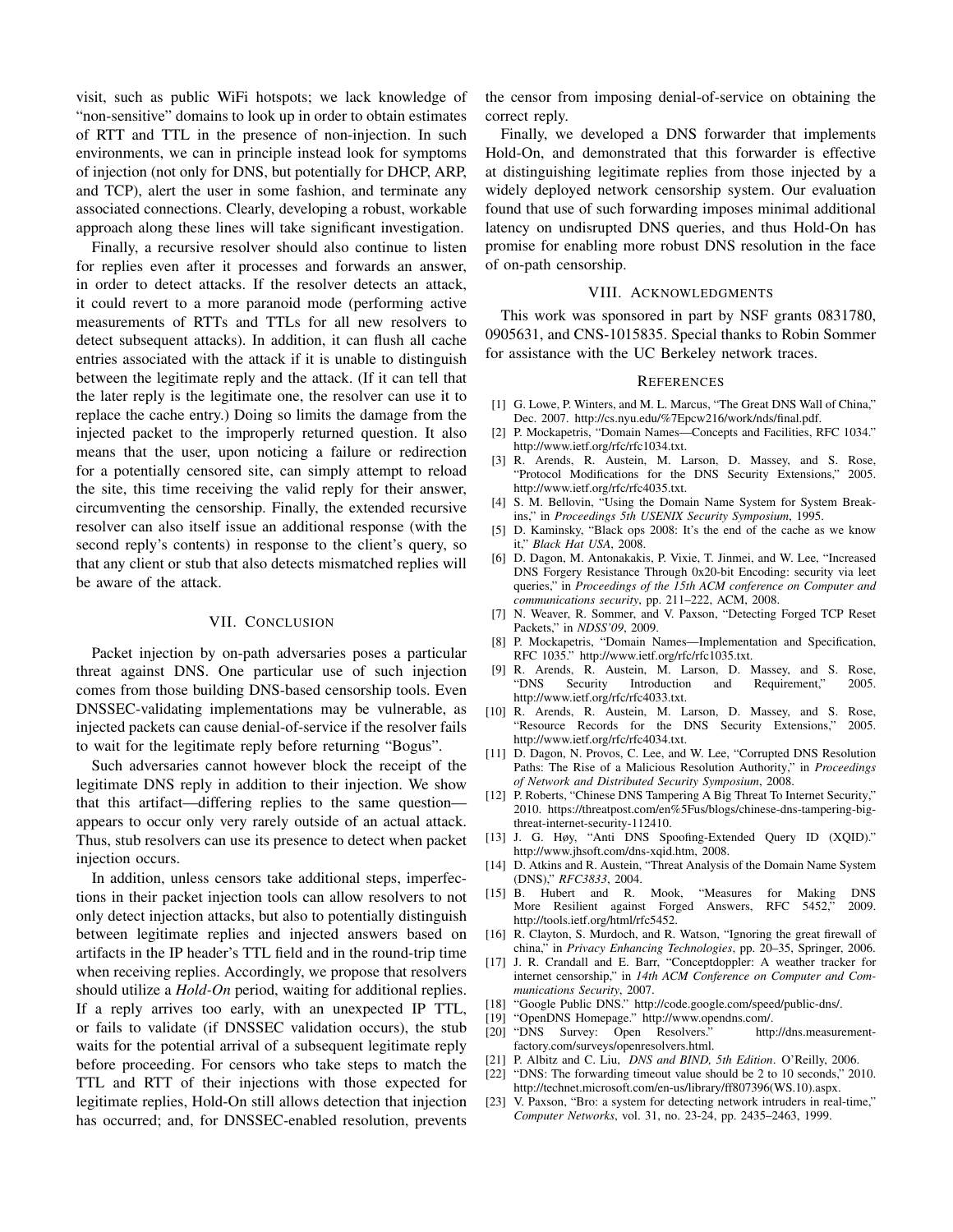visit, such as public WiFi hotspots; we lack knowledge of "non-sensitive" domains to look up in order to obtain estimates of RTT and TTL in the presence of non-injection. In such environments, we can in principle instead look for symptoms of injection (not only for DNS, but potentially for DHCP, ARP, and TCP), alert the user in some fashion, and terminate any associated connections. Clearly, developing a robust, workable approach along these lines will take significant investigation.

Finally, a recursive resolver should also continue to listen for replies even after it processes and forwards an answer, in order to detect attacks. If the resolver detects an attack, it could revert to a more paranoid mode (performing active measurements of RTTs and TTLs for all new resolvers to detect subsequent attacks). In addition, it can flush all cache entries associated with the attack if it is unable to distinguish between the legitimate reply and the attack. (If it can tell that the later reply is the legitimate one, the resolver can use it to replace the cache entry.) Doing so limits the damage from the injected packet to the improperly returned question. It also means that the user, upon noticing a failure or redirection for a potentially censored site, can simply attempt to reload the site, this time receiving the valid reply for their answer, circumventing the censorship. Finally, the extended recursive resolver can also itself issue an additional response (with the second reply's contents) in response to the client's query, so that any client or stub that also detects mismatched replies will be aware of the attack.

## VII. Conclusion

Packet injection by on-path adversaries poses a particular threat against DNS. One particular use of such injection comes from those building DNS-based censorship tools. Even DNSSEC-validating implementations may be vulnerable, as injected packets can cause denial-of-service if the resolver fails to wait for the legitimate reply before returning "Bogus".

Such adversaries cannot however block the receipt of the legitimate DNS reply in addition to their injection. We show that this artifact—differing replies to the same question—appears to occur only very rarely outside of an actual attack. Thus, stub resolvers can use its presence to detect when packet injection occurs.

In addition, unless censors take additional steps, imperfections in their packet injection tools can allow resolvers to not only detect injection attacks, but also to potentially distinguish between legitimate replies and injected answers based on artifacts in the IP header's TTL field and in the round-trip time when receiving replies. Accordingly, we propose that resolvers should utilize a *Hold-On* period, waiting for additional replies. If a reply arrives too early, with an unexpected IP TTL, or fails to validate (if DNSSEC validation occurs), the stub waits for the potential arrival of a subsequent legitimate reply before proceeding. For censors who take steps to match the TTL and RTT of their injections with those expected for legitimate replies, Hold-On still allows detection that injection has occurred; and, for DNSSEC-enabled resolution, prevents the censor from imposing denial-of-service on obtaining the correct reply.

Finally, we developed a DNS forwarder that implements Hold-On, and demonstrated that this forwarder is effective at distinguishing legitimate replies from those injected by a widely deployed network censorship system. Our evaluation found that use of such forwarding imposes minimal additional latency on undisrupted DNS queries, and thus Hold-On has promise for enabling more robust DNS resolution in the face of on-path censorship.

## VIII. Acknowledgments

This work was sponsored in part by NSF grants 0831780, 0905631, and CNS-1015835. Special thanks to Robin Sommer for assistance with the UC Berkeley network traces.

## References

[1] G. Lowe, P. Winters, and M. L. Marcus, "The Great DNS Wall of China," Dec. 2007. http://cs.nyu.edu/%7Epcw216/work/nds/final.pdf.

[2] P. Mockapetris, "Domain Names—Concepts and Facilities, RFC 1034." http://www.ietf.org/rfc/rfc1034.txt.

[3] R. Arends, R. Austein, M. Larson, D. Massey, and S. Rose, "Protocol Modifications for the DNS Security Extensions," 2005. http://www.ietf.org/rfc/rfc4035.txt.

[4] S. M. Bellovin, "Using the Domain Name System for System Break-ins," in *Proceedings 5th USENIX Security Symposium*, 1995.

[5] D. Kaminsky, "Black ops 2008: It's the end of the cache as we know it," *Black Hat USA*, 2008.

[6] D. Dagon, M. Antonakakis, P. Vixie, T. Jinmei, and W. Lee, "Increased DNS Forgery Resistance Through 0x20-bit Encoding: security via leet queries," in *Proceedings of the 15th ACM conference on Computer and communications security*, pp. 211–222, ACM, 2008.

[7] N. Weaver, R. Sommer, and V. Paxson, "Detecting Forged TCP Reset Packets," in *NDSS'09*, 2009.

[8] P. Mockapetris, "Domain Names—Implementation and Specification, RFC 1035." http://www.ietf.org/rfc/rfc1035.txt.

[9] R. Arends, R. Austein, M. Larson, D. Massey, and S. Rose, "DNS Security Introduction and Requirement," 2005. http://www.ietf.org/rfc/rfc4033.txt.

[10] R. Arends, R. Austein, M. Larson, D. Massey, and S. Rose, "Resource Records for the DNS Security Extensions," 2005. http://www.ietf.org/rfc/rfc4034.txt.

[11] D. Dagon, N. Provos, C. Lee, and W. Lee, "Corrupted DNS Resolution Paths: The Rise of a Malicious Resolution Authority," in *Proceedings of Network and Distributed Security Symposium*, 2008.

[12] P. Roberts, "Chinese DNS Tampering A Big Threat To Internet Security," 2010. https://threatpost.com/en%5Fus/blogs/chinese-dns-tampering-big-threat-internet-security-112410.

[13] J. G. Høy, "Anti DNS Spoofing-Extended Query ID (XQID)." http://www.jhsoft.com/dns-xqid.htm, 2008.

[14] D. Atkins and R. Austein, "Threat Analysis of the Domain Name System (DNS)," *RFC3833*, 2004.

[15] B. Hubert and R. Mook, "Measures for Making DNS More Resilient against Forged Answers, RFC 5452," 2009. http://tools.ietf.org/html/rfc5452.

[16] R. Clayton, S. Murdoch, and R. Watson, "Ignoring the great firewall of china," in *Privacy Enhancing Technologies*, pp. 20–35, Springer, 2006.

[17] J. R. Crandall and E. Barr, "Conceptdoppler: A weather tracker for internet censorship," in *14th ACM Conference on Computer and Communications Security*, 2007.

[18] "Google Public DNS." http://code.google.com/speed/public-dns/.

[19] "OpenDNS Homepage." http://www.opendns.com/.

[20] "DNS Survey: Open Resolvers." http://dns.measurement-factory.com/surveys/openresolvers.html.

[21] P. Albitz and C. Liu, *DNS and BIND, 5th Edition*. O'Reilly, 2006.

[22] "DNS: The forwarding timeout value should be 2 to 10 seconds," 2010. http://technet.microsoft.com/en-us/library/ff807396(WS.10).aspx.

[23] V. Paxson, "Bro: a system for detecting network intruders in real-time," *Computer Networks*, vol. 31, no. 23-24, pp. 2435–2463, 1999.